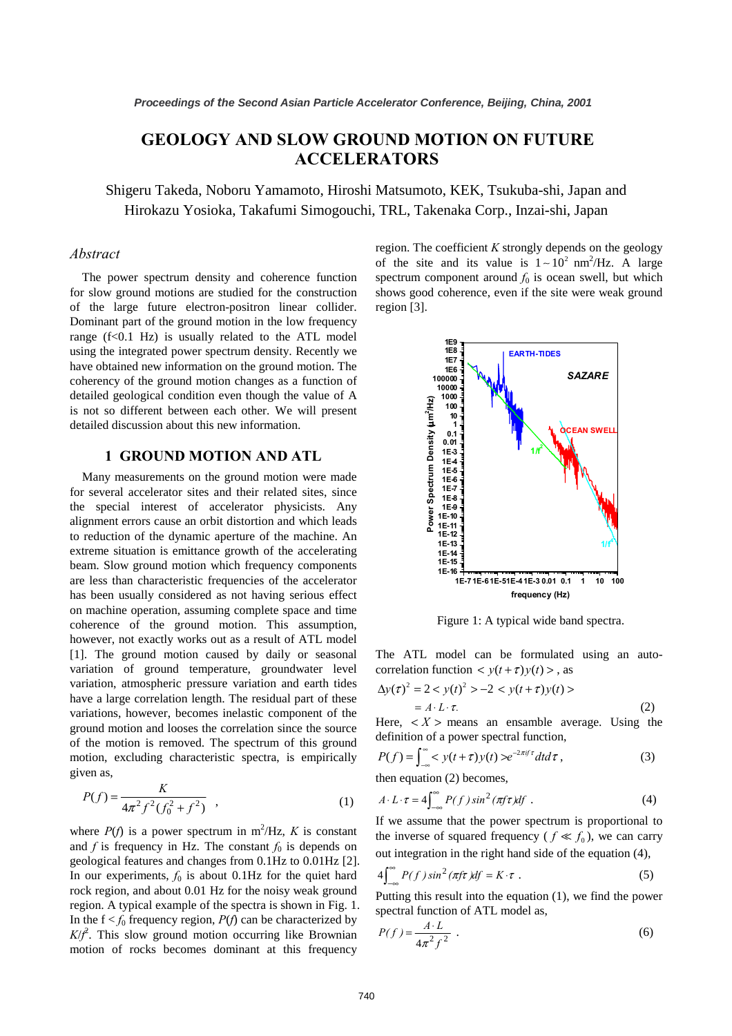# GEOLOGY AND SLOW GROUND MOTION ON FUTURE ACCELERATORS

Shigeru Takeda, Noboru Yamamoto, Hiroshi Matsumoto, KEK, Tsukuba-shi, Japan and Hirokazu Yosioka, Takafumi Simogouchi, TRL, Takenaka Corp., Inzai-shi, Japan

## *Abstract*

The power spectrum density and coherence function for slow ground motions are studied for the construction of the large future electron-positron linear collider. Dominant part of the ground motion in the low frequency range (f<0.1 Hz) is usually related to the ATL model using the integrated power spectrum density. Recently we have obtained new information on the ground motion. The coherency of the ground motion changes as a function of detailed geological condition even though the value of A is not so different between each other. We will present detailed discussion about this new information.

## 1 GROUND MOTION AND ATL

Many measurements on the ground motion were made for several accelerator sites and their related sites, since the special interest of accelerator physicists. Any alignment errors cause an orbit distortion and which leads to reduction of the dynamic aperture of the machine. An extreme situation is emittance growth of the accelerating beam. Slow ground motion which frequency components are less than characteristic frequencies of the accelerator has been usually considered as not having serious effect on machine operation, assuming complete space and time coherence of the ground motion. This assumption, however, not exactly works out as a result of ATL model [1]. The ground motion caused by daily or seasonal variation of ground temperature, groundwater level variation, atmospheric pressure variation and earth tides have a large correlation length. The residual part of these variations, however, becomes inelastic component of the ground motion and looses the correlation since the source of the motion is removed. The spectrum of this ground motion, excluding characteristic spectra, is empirically given as,

$$P(f) = \frac{K}{4\pi^2 f^2 (f_0^2 + f^2)} \quad , \tag{1}$$

where $P(f)$ is a power spectrum in $m^2$/Hz, $K$ is constant and $f$ is frequency in Hz. The constant $f_0$ is depends on geological features and changes from 0.1Hz to 0.01Hz [2]. In our experiments, $f_0$ is about 0.1Hz for the quiet hard rock region, and about 0.01 Hz for the noisy weak ground region. A typical example of the spectra is shown in Fig. 1. In the f < $f_0$ frequency region, $P(f)$ can be characterized by $K/f^2$. This slow ground motion occurring like Brownian motion of rocks becomes dominant at this frequency region. The coefficient $K$ strongly depends on the geology of the site and its value is $1 \sim 10^2$ $nm^2$/Hz. A large spectrum component around $f_0$ is ocean swell, but which shows good coherence, even if the site were weak ground region [3].

Figure 1: A typical wide band spectra.

The ATL model can be formulated using an auto-correlation function $< y(t+\tau)y(t) >$, as

$$\begin{aligned} \Delta y(\tau)^2 &= 2 < y(t)^2 > -2 < y(t+\tau)y(t) > \\ &= A \cdot L \cdot \tau. \end{aligned} \tag{2}$$

Here, $< X >$ means an ensamble average. Using the definition of a power spectral function,

$$P(f) = \int_{-\infty}^{\infty} < y(t+\tau)y(t) > e^{-2\pi i f \tau} dt d\tau \, , \tag{3}$$

then equation (2) becomes,

$$A \cdot L \cdot \tau = 4\int_{-\infty}^{\infty} P(f) \sin^2(\pi f \tau) df \; . \tag{4}$$

If we assume that the power spectrum is proportional to the inverse of squared frequency ( $f \ll f_0$), we can carry out integration in the right hand side of the equation (4),

$$4\int_{-\infty}^{\infty} P(f) \sin^2(\pi f \tau) df = K \cdot \tau \; . \tag{5}$$

Putting this result into the equation (1), we find the power spectral function of ATL model as,

$$P(f) = \frac{A \cdot L}{4\pi^2 f^2} \; . \tag{6}$$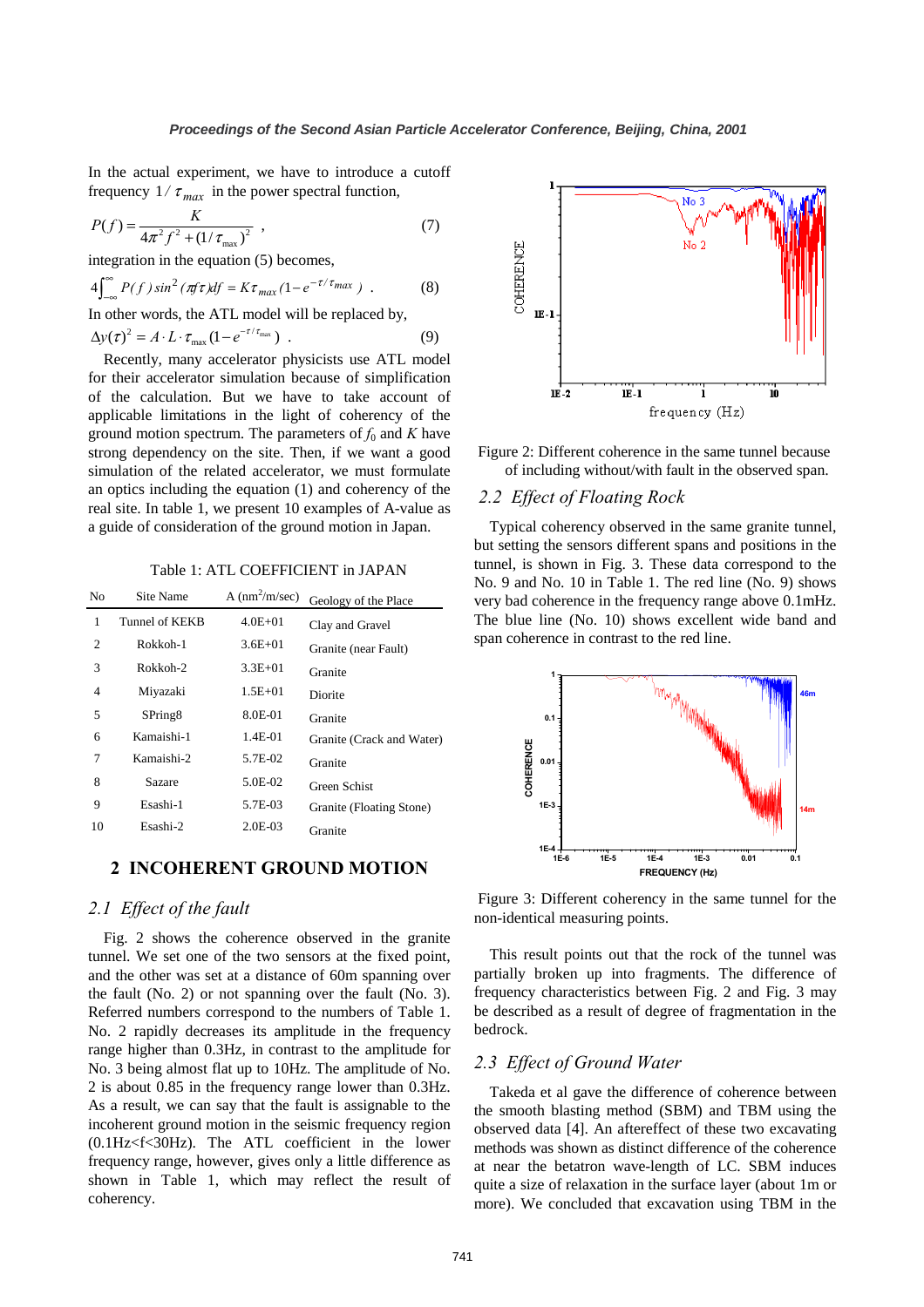In the actual experiment, we have to introduce a cutoff frequency $1/\tau_{max}$ in the power spectral function,

$$P(f) = \frac{K}{4\pi^2 f^2 + (1/\tau_{\max})^2} \quad , \tag{7}$$

integration in the equation (5) becomes,

$$4\int_{-\infty}^{\infty} P(f)\sin^2(\pi f \tau)df = K\tau_{max}(1 - e^{-\tau/\tau_{max}}) \quad . \tag{8}$$

In other words, the ATL model will be replaced by,

$$\Delta y(\tau)^2 = A \cdot L \cdot \tau_{\max}(1 - e^{-\tau/\tau_{\max}}) \quad . \tag{9}$$

Recently, many accelerator physicists use ATL model for their accelerator simulation because of simplification of the calculation. But we have to take account of applicable limitations in the light of coherency of the ground motion spectrum. The parameters of $f_0$ and $K$ have strong dependency on the site. Then, if we want a good simulation of the related accelerator, we must formulate an optics including the equation (1) and coherency of the real site. In table 1, we present 10 examples of A-value as a guide of consideration of the ground motion in Japan.

Table 1: ATL COEFFICIENT in JAPAN

| No | Site Name | A ($nm^2$/m/sec) | Geology of the Place |
|---|---|---|---|
| 1 | Tunnel of KEKB | 4.0E+01 | Clay and Gravel |
| 2 | Rokkoh-1 | 3.6E+01 | Granite (near Fault) |
| 3 | Rokkoh-2 | 3.3E+01 | Granite |
| 4 | Miyazaki | 1.5E+01 | Diorite |
| 5 | SPring8 | 8.0E-01 | Granite |
| 6 | Kamaishi-1 | 1.4E-01 | Granite (Crack and Water) |
| 7 | Kamaishi-2 | 5.7E-02 | Granite |
| 8 | Sazare | 5.0E-02 | Green Schist |
| 9 | Esashi-1 | 5.7E-03 | Granite (Floating Stone) |
| 10 | Esashi-2 | 2.0E-03 | Granite |

## 2 INCOHERENT GROUND MOTION

### 2.1 Effect of the fault

Fig. 2 shows the coherence observed in the granite tunnel. We set one of the two sensors at the fixed point, and the other was set at a distance of 60m spanning over the fault (No. 2) or not spanning over the fault (No. 3). Referred numbers correspond to the numbers of Table 1. No. 2 rapidly decreases its amplitude in the frequency range higher than 0.3Hz, in contrast to the amplitude for No. 3 being almost flat up to 10Hz. The amplitude of No. 2 is about 0.85 in the frequency range lower than 0.3Hz. As a result, we can say that the fault is assignable to the incoherent ground motion in the seismic frequency region (0.1Hz<f<30Hz). The ATL coefficient in the lower frequency range, however, gives only a little difference as shown in Table 1, which may reflect the result of coherency.

Figure 2: Different coherence in the same tunnel because of including without/with fault in the observed span.

### 2.2 Effect of Floating Rock

Typical coherency observed in the same granite tunnel, but setting the sensors different spans and positions in the tunnel, is shown in Fig. 3. These data correspond to the No. 9 and No. 10 in Table 1. The red line (No. 9) shows very bad coherence in the frequency range above 0.1mHz. The blue line (No. 10) shows excellent wide band and span coherence in contrast to the red line.

Figure 3: Different coherency in the same tunnel for the non-identical measuring points.

This result points out that the rock of the tunnel was partially broken up into fragments. The difference of frequency characteristics between Fig. 2 and Fig. 3 may be described as a result of degree of fragmentation in the bedrock.

### 2.3 Effect of Ground Water

Takeda et al gave the difference of coherence between the smooth blasting method (SBM) and TBM using the observed data [4]. An aftereffect of these two excavating methods was shown as distinct difference of the coherence at near the betatron wave-length of LC. SBM induces quite a size of relaxation in the surface layer (about 1m or more). We concluded that excavation using TBM in the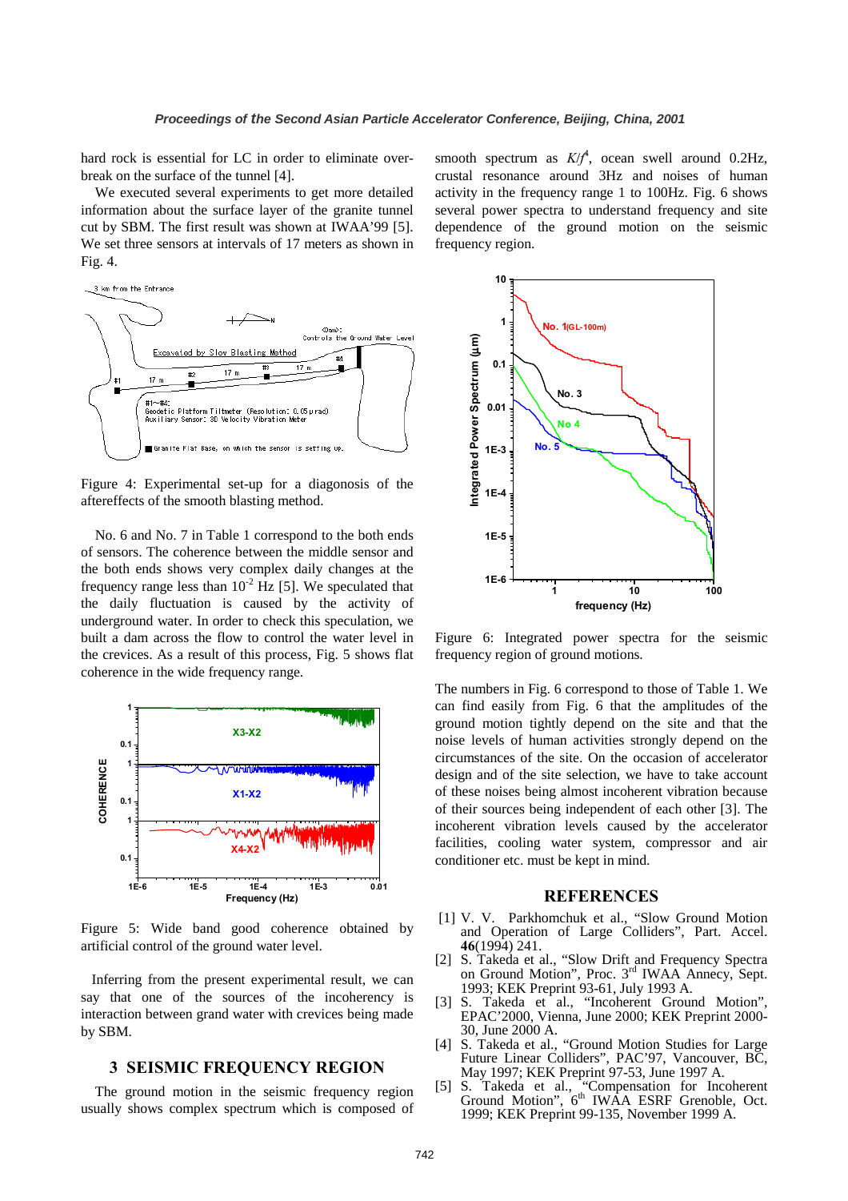hard rock is essential for LC in order to eliminate over-break on the surface of the tunnel [4].

We executed several experiments to get more detailed information about the surface layer of the granite tunnel cut by SBM. The first result was shown at IWAA'99 [5]. We set three sensors at intervals of 17 meters as shown in Fig. 4.

3 km from the Entrance

N

Dam: Controls the Ground Water Level

Excavated by Slow Blasting Method

#1 17 m #2 17 m #3 17 m #4

#1~#4:
Geodetic Platform Tiltmeter (Resolution: 0.05 μrad)
Auxiliary Sensor: 3D Velocity Vibration Meter

Granite Flat Base, on which the sensor is setting up.

Figure 4: Experimental set-up for a diagonosis of the aftereffects of the smooth blasting method.

No. 6 and No. 7 in Table 1 correspond to the both ends of sensors. The coherence between the middle sensor and the both ends shows very complex daily changes at the frequency range less than $10^{-2}$ Hz [5]. We speculated that the daily fluctuation is caused by the activity of underground water. In order to check this speculation, we built a dam across the flow to control the water level in the crevices. As a result of this process, Fig. 5 shows flat coherence in the wide frequency range.

COHERENCE

X3-X2

X1-X2

X4-X2

1

0.1

Frequency (Hz)

1E-6 1E-5 1E-4 1E-3 0.01

Figure 5: Wide band good coherence obtained by artificial control of the ground water level.

Inferring from the present experimental result, we can say that one of the sources of the incoherency is interaction between grand water with crevices being made by SBM.

## 3 SEISMIC FREQUENCY REGION

The ground motion in the seismic frequency region usually shows complex spectrum which is composed of smooth spectrum as $K/f^4$, ocean swell around 0.2Hz, crustal resonance around 3Hz and noises of human activity in the frequency range 1 to 100Hz. Fig. 6 shows several power spectra to understand frequency and site dependence of the ground motion on the seismic frequency region.

Integrated Power Spectrum (μm)

No. 1(GL-100m)

No. 3

No 4

No. 5

10

1

0.1

0.01

1E-3

1E-4

1E-5

1E-6

1 10 100

frequency (Hz)

Figure 6: Integrated power spectra for the seismic frequency region of ground motions.

The numbers in Fig. 6 correspond to those of Table 1. We can find easily from Fig. 6 that the amplitudes of the ground motion tightly depend on the site and that the noise levels of human activities strongly depend on the circumstances of the site. On the occasion of accelerator design and of the site selection, we have to take account of these noises being almost incoherent vibration because of their sources being independent of each other [3]. The incoherent vibration levels caused by the accelerator facilities, cooling water system, compressor and air conditioner etc. must be kept in mind.

## REFERENCES

[1] V. V. Parkhomchuk et al., "Slow Ground Motion and Operation of Large Colliders", Part. Accel. **46**(1994) 241.

[2] S. Takeda et al., "Slow Drift and Frequency Spectra on Ground Motion", Proc. 3rd IWAA Annecy, Sept. 1993; KEK Preprint 93-61, July 1993 A.

[3] S. Takeda et al., "Incoherent Ground Motion", EPAC'2000, Vienna, June 2000; KEK Preprint 2000-30, June 2000 A.

[4] S. Takeda et al., "Ground Motion Studies for Large Future Linear Colliders", PAC'97, Vancouver, BC, May 1997; KEK Preprint 97-53, June 1997 A.

[5] S. Takeda et al., "Compensation for Incoherent Ground Motion", 6th IWAA ESRF Grenoble, Oct. 1999; KEK Preprint 99-135, November 1999 A.